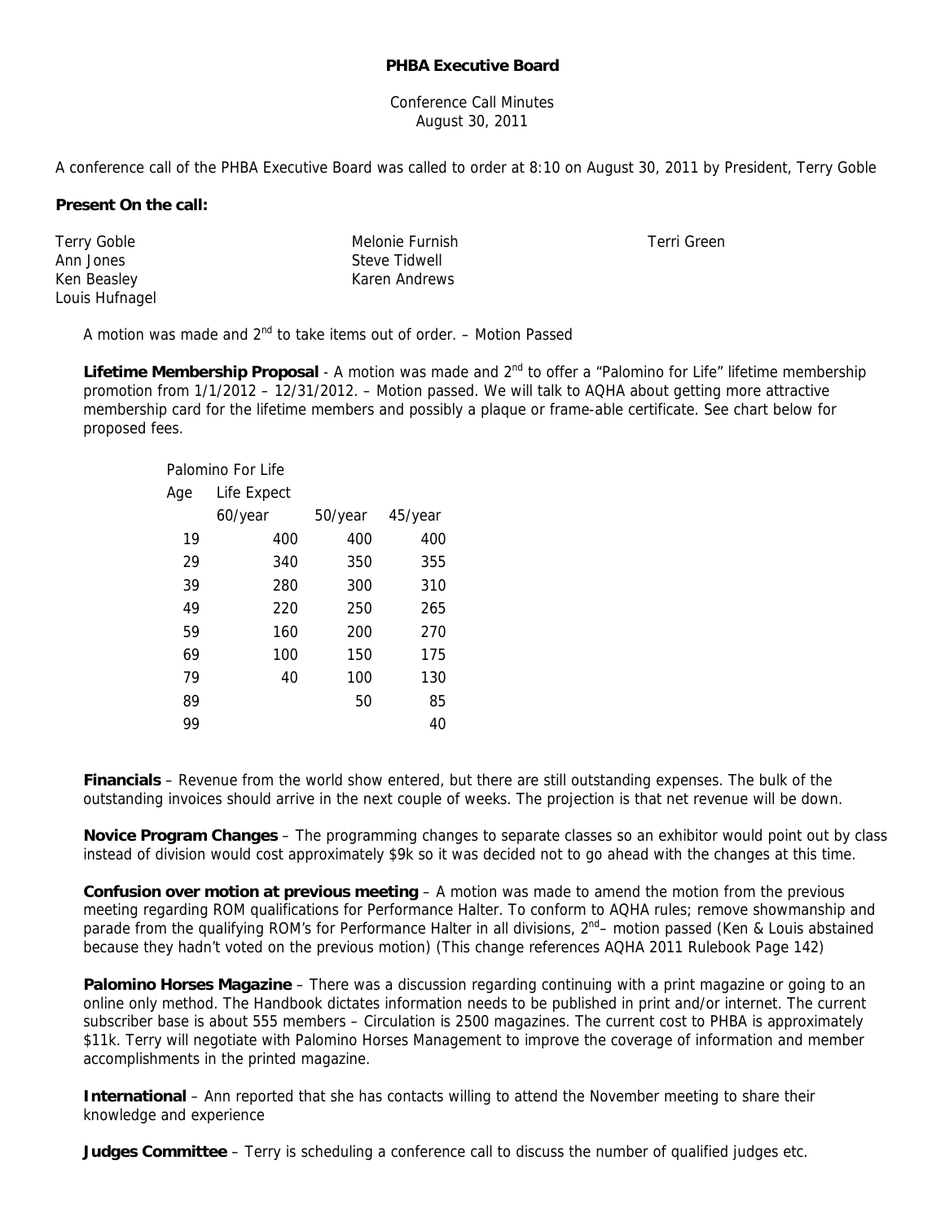**PHBA Executive Board**

Conference Call Minutes
August 30, 2011

A conference call of the PHBA Executive Board was called to order at 8:10 on August 30, 2011 by President, Terry Goble

**Present On the call:**

Terry Goble
Ann Jones
Ken Beasley
Louis Hufnagel
Melonie Furnish
Steve Tidwell
Karen Andrews
Terri Green

A motion was made and 2nd to take items out of order. – Motion Passed

**Lifetime Membership Proposal** - A motion was made and 2nd to offer a "Palomino for Life" lifetime membership promotion from 1/1/2012 – 12/31/2012. – Motion passed. We will talk to AQHA about getting more attractive membership card for the lifetime members and possibly a plaque or frame-able certificate. See chart below for proposed fees.

| Palomino For Life | | | |
|---|---|---|---|
| Age | Life Expect | | |
| | 60/year | 50/year | 45/year |
| 19 | 400 | 400 | 400 |
| 29 | 340 | 350 | 355 |
| 39 | 280 | 300 | 310 |
| 49 | 220 | 250 | 265 |
| 59 | 160 | 200 | 270 |
| 69 | 100 | 150 | 175 |
| 79 | 40 | 100 | 130 |
| 89 | | 50 | 85 |
| 99 | | | 40 |

**Financials** – Revenue from the world show entered, but there are still outstanding expenses. The bulk of the outstanding invoices should arrive in the next couple of weeks. The projection is that net revenue will be down.

**Novice Program Changes** – The programming changes to separate classes so an exhibitor would point out by class instead of division would cost approximately $9k so it was decided not to go ahead with the changes at this time.

**Confusion over motion at previous meeting** – A motion was made to amend the motion from the previous meeting regarding ROM qualifications for Performance Halter. To conform to AQHA rules; remove showmanship and parade from the qualifying ROM's for Performance Halter in all divisions, 2nd– motion passed (Ken & Louis abstained because they hadn't voted on the previous motion) (This change references AQHA 2011 Rulebook Page 142)

**Palomino Horses Magazine** – There was a discussion regarding continuing with a print magazine or going to an online only method. The Handbook dictates information needs to be published in print and/or internet. The current subscriber base is about 555 members – Circulation is 2500 magazines. The current cost to PHBA is approximately $11k. Terry will negotiate with Palomino Horses Management to improve the coverage of information and member accomplishments in the printed magazine.

**International** – Ann reported that she has contacts willing to attend the November meeting to share their knowledge and experience

**Judges Committee** – Terry is scheduling a conference call to discuss the number of qualified judges etc.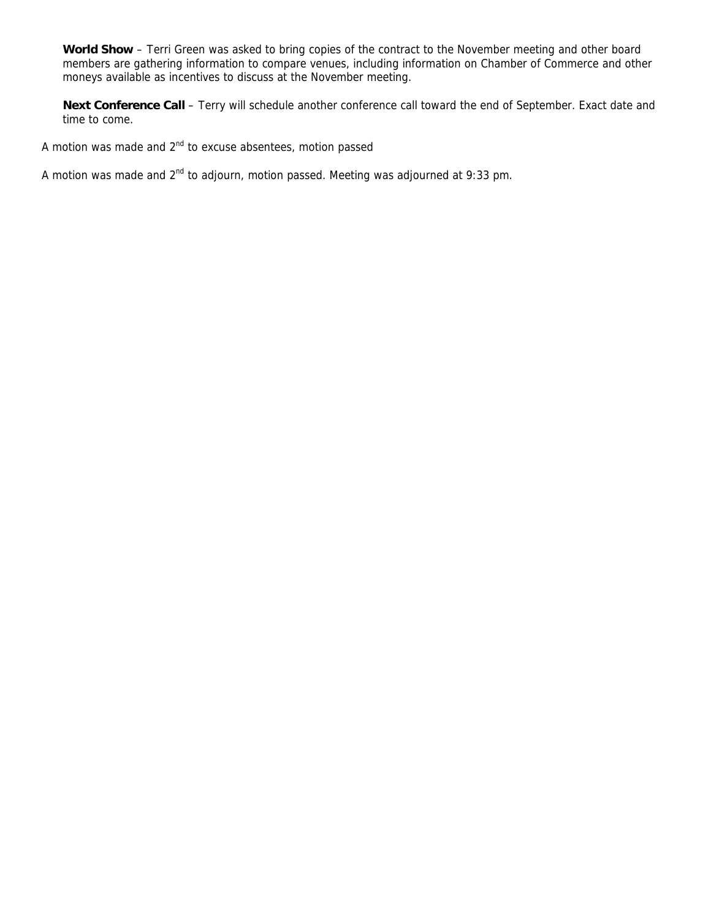**World Show** – Terri Green was asked to bring copies of the contract to the November meeting and other board members are gathering information to compare venues, including information on Chamber of Commerce and other moneys available as incentives to discuss at the November meeting.

**Next Conference Call** – Terry will schedule another conference call toward the end of September. Exact date and time to come.

A motion was made and 2nd to excuse absentees, motion passed

A motion was made and 2nd to adjourn, motion passed. Meeting was adjourned at 9:33 pm.